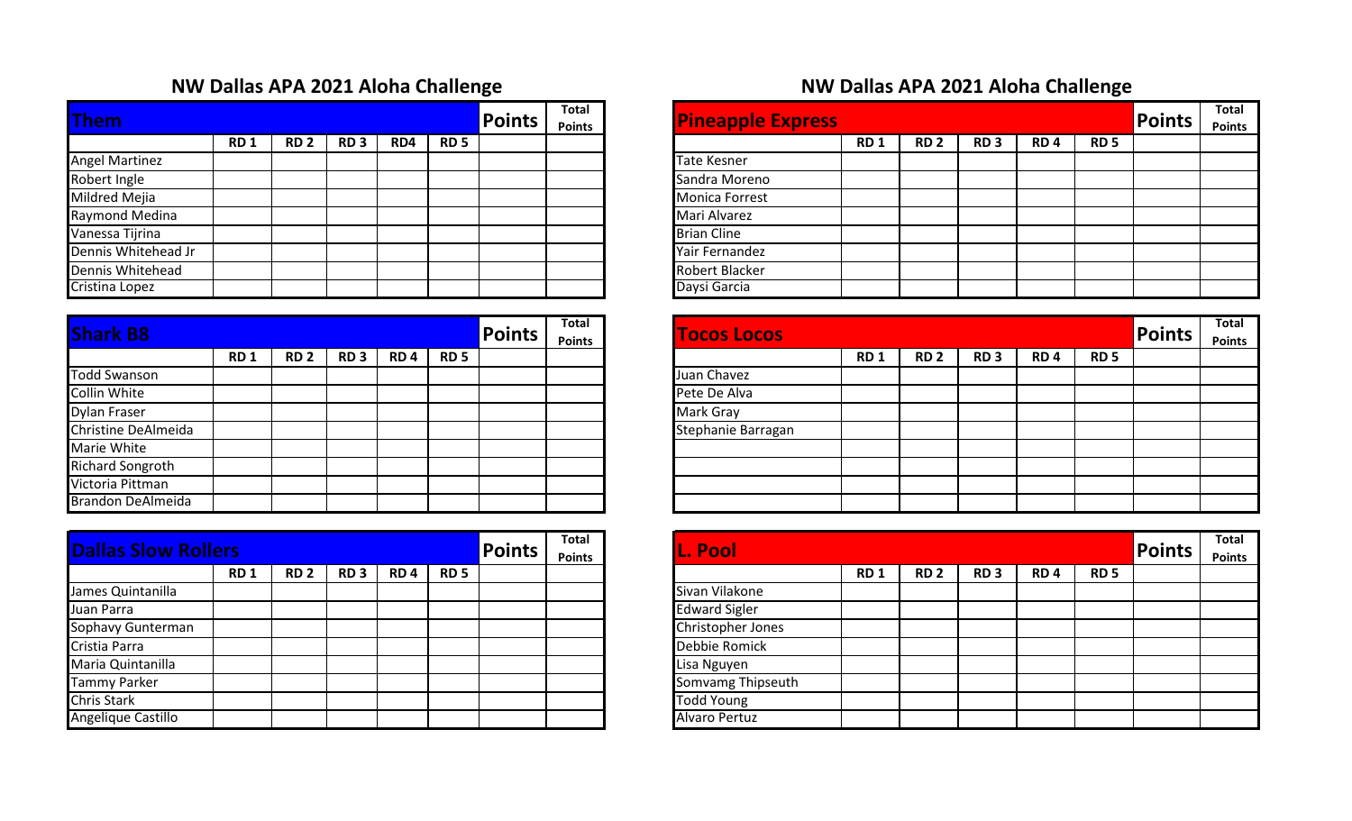## NW Dallas APA 2021 Aloha Challenge

| Them | | | | | | Points | Total Points |
|---|---|---|---|---|---|---|---|
| | RD 1 | RD 2 | RD 3 | RD4 | RD 5 | | |
| Angel Martinez | | | | | | | |
| Robert Ingle | | | | | | | |
| Mildred Mejia | | | | | | | |
| Raymond Medina | | | | | | | |
| Vanessa Tijrina | | | | | | | |
| Dennis Whitehead Jr | | | | | | | |
| Dennis Whitehead | | | | | | | |
| Cristina Lopez | | | | | | | |

| Shark B8 | | | | | | Points | Total Points |
|---|---|---|---|---|---|---|---|
| | RD 1 | RD 2 | RD 3 | RD 4 | RD 5 | | |
| Todd Swanson | | | | | | | |
| Collin White | | | | | | | |
| Dylan Fraser | | | | | | | |
| Christine DeAlmeida | | | | | | | |
| Marie White | | | | | | | |
| Richard Songroth | | | | | | | |
| Victoria Pittman | | | | | | | |
| Brandon DeAlmeida | | | | | | | |

| Dallas Slow Rollers | | | | | | Points | Total Points |
|---|---|---|---|---|---|---|---|
| | RD 1 | RD 2 | RD 3 | RD 4 | RD 5 | | |
| James Quintanilla | | | | | | | |
| Juan Parra | | | | | | | |
| Sophavy Gunterman | | | | | | | |
| Cristia Parra | | | | | | | |
| Maria Quintanilla | | | | | | | |
| Tammy Parker | | | | | | | |
| Chris Stark | | | | | | | |
| Angelique Castillo | | | | | | | |

## NW Dallas APA 2021 Aloha Challenge

| Pineapple Express | | | | | | Points | Total Points |
|---|---|---|---|---|---|---|---|
| | RD 1 | RD 2 | RD 3 | RD 4 | RD 5 | | |
| Tate Kesner | | | | | | | |
| Sandra Moreno | | | | | | | |
| Monica Forrest | | | | | | | |
| Mari Alvarez | | | | | | | |
| Brian Cline | | | | | | | |
| Yair Fernandez | | | | | | | |
| Robert Blacker | | | | | | | |
| Daysi Garcia | | | | | | | |

| Tocos Locos | | | | | | Points | Total Points |
|---|---|---|---|---|---|---|---|
| | RD 1 | RD 2 | RD 3 | RD 4 | RD 5 | | |
| Juan Chavez | | | | | | | |
| Pete De Alva | | | | | | | |
| Mark Gray | | | | | | | |
| Stephanie Barragan | | | | | | | |
| | | | | | | | |
| | | | | | | | |
| | | | | | | | |
| | | | | | | | |

| L. Pool | | | | | | Points | Total Points |
|---|---|---|---|---|---|---|---|
| | RD 1 | RD 2 | RD 3 | RD 4 | RD 5 | | |
| Sivan Vilakone | | | | | | | |
| Edward Sigler | | | | | | | |
| Christopher Jones | | | | | | | |
| Debbie Romick | | | | | | | |
| Lisa Nguyen | | | | | | | |
| Somvamg Thipseuth | | | | | | | |
| Todd Young | | | | | | | |
| Alvaro Pertuz | | | | | | | |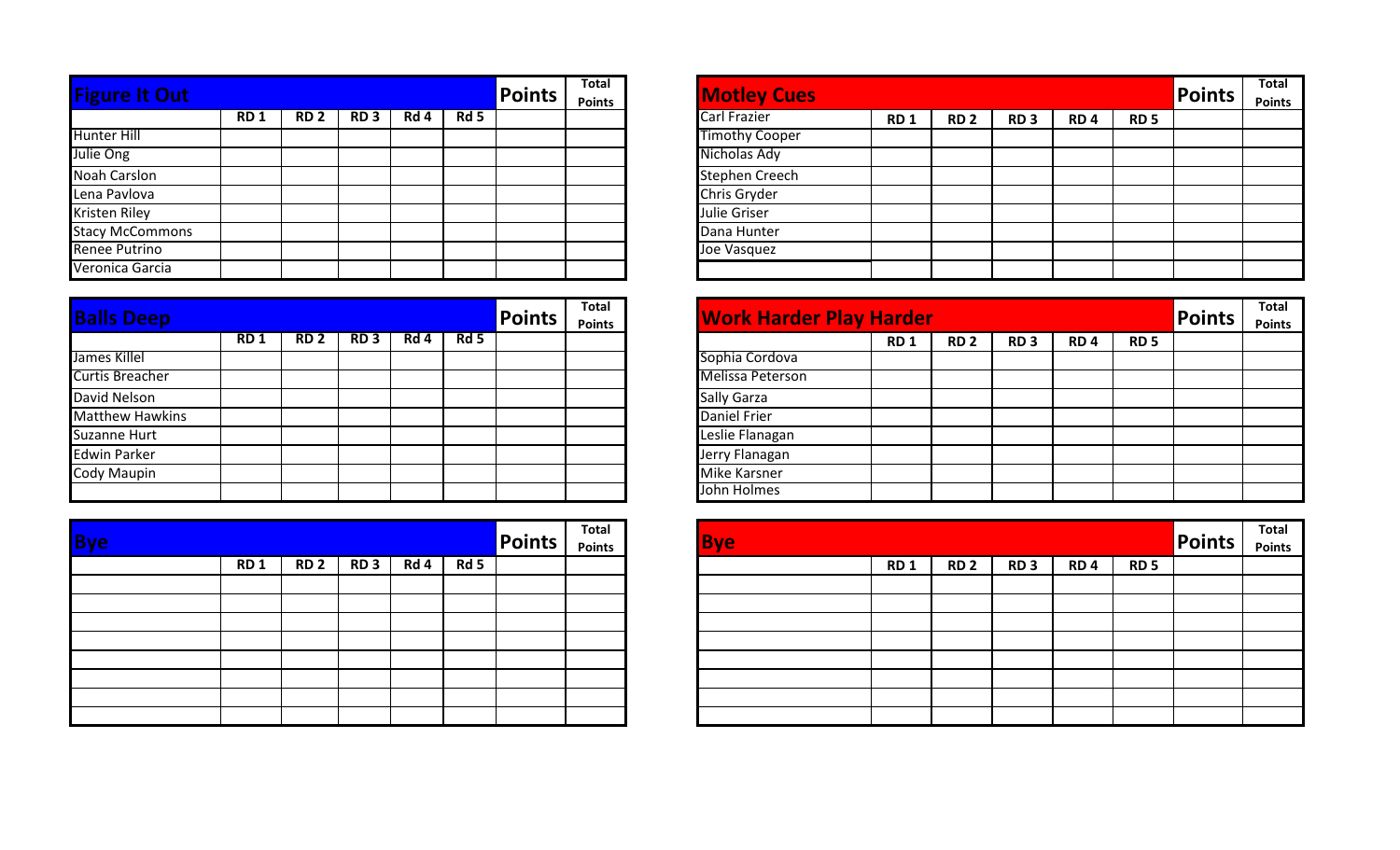| Figure It Out | | | | | | Points | Total Points |
|---|---|---|---|---|---|---|---|
| | RD 1 | RD 2 | RD 3 | Rd 4 | Rd 5 | | |
| Hunter Hill | | | | | | | |
| Julie Ong | | | | | | | |
| Noah Carslon | | | | | | | |
| Lena Pavlova | | | | | | | |
| Kristen Riley | | | | | | | |
| Stacy McCommons | | | | | | | |
| Renee Putrino | | | | | | | |
| Veronica Garcia | | | | | | | |

| Motley Cues | | | | | | Points | Total Points |
|---|---|---|---|---|---|---|---|
| Carl Frazier | RD 1 | RD 2 | RD 3 | RD 4 | RD 5 | | |
| Timothy Cooper | | | | | | | |
| Nicholas Ady | | | | | | | |
| Stephen Creech | | | | | | | |
| Chris Gryder | | | | | | | |
| Julie Griser | | | | | | | |
| Dana Hunter | | | | | | | |
| Joe Vasquez | | | | | | | |
| | | | | | | | |

| Balls Deep | | | | | | Points | Total Points |
|---|---|---|---|---|---|---|---|
| | RD 1 | RD 2 | RD 3 | Rd 4 | Rd 5 | | |
| James Killel | | | | | | | |
| Curtis Breacher | | | | | | | |
| David Nelson | | | | | | | |
| Matthew Hawkins | | | | | | | |
| Suzanne Hurt | | | | | | | |
| Edwin Parker | | | | | | | |
| Cody Maupin | | | | | | | |
| | | | | | | | |

| Work Harder Play Harder | | | | | | Points | Total Points |
|---|---|---|---|---|---|---|---|
| | RD 1 | RD 2 | RD 3 | RD 4 | RD 5 | | |
| Sophia Cordova | | | | | | | |
| Melissa Peterson | | | | | | | |
| Sally Garza | | | | | | | |
| Daniel Frier | | | | | | | |
| Leslie Flanagan | | | | | | | |
| Jerry Flanagan | | | | | | | |
| Mike Karsner | | | | | | | |
| John Holmes | | | | | | | |

| Bye | | | | | | Points | Total Points |
|---|---|---|---|---|---|---|---|
| | RD 1 | RD 2 | RD 3 | Rd 4 | Rd 5 | | |
| | | | | | | | |
| | | | | | | | |
| | | | | | | | |
| | | | | | | | |
| | | | | | | | |
| | | | | | | | |
| | | | | | | | |
| | | | | | | | |

| Bye | | | | | | Points | Total Points |
|---|---|---|---|---|---|---|---|
| | RD 1 | RD 2 | RD 3 | RD 4 | RD 5 | | |
| | | | | | | | |
| | | | | | | | |
| | | | | | | | |
| | | | | | | | |
| | | | | | | | |
| | | | | | | | |
| | | | | | | | |
| | | | | | | | |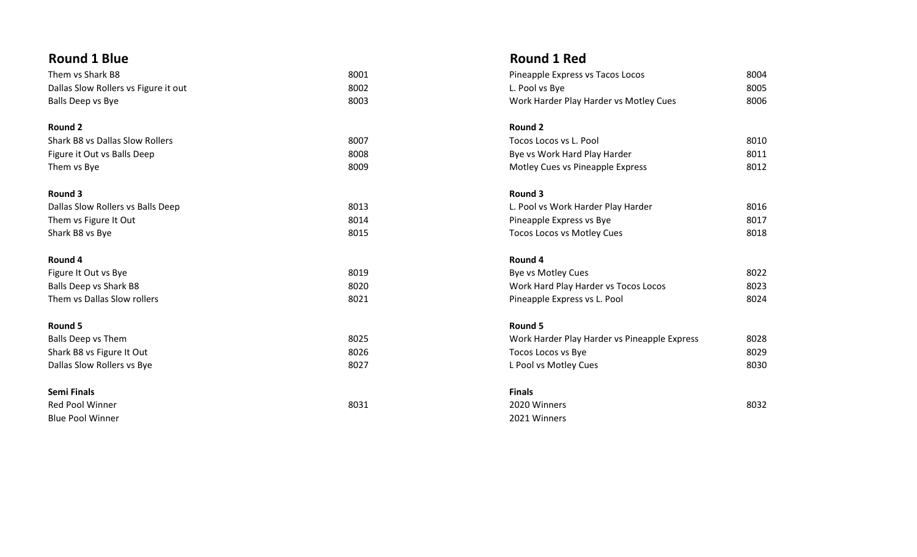## Round 1 Blue

| | |
|---|---|
| Them vs Shark B8 | 8001 |
| Dallas Slow Rollers vs Figure it out | 8002 |
| Balls Deep vs Bye | 8003 |

**Round 2**

| | |
|---|---|
| Shark B8 vs Dallas Slow Rollers | 8007 |
| Figure it Out vs Balls Deep | 8008 |
| Them vs Bye | 8009 |

**Round 3**

| | |
|---|---|
| Dallas Slow Rollers vs Balls Deep | 8013 |
| Them vs Figure It Out | 8014 |
| Shark B8 vs Bye | 8015 |

**Round 4**

| | |
|---|---|
| Figure It Out vs Bye | 8019 |
| Balls Deep vs Shark B8 | 8020 |
| Them vs Dallas Slow rollers | 8021 |

**Round 5**

| | |
|---|---|
| Balls Deep vs Them | 8025 |
| Shark B8 vs Figure It Out | 8026 |
| Dallas Slow Rollers vs Bye | 8027 |

**Semi Finals**

| | |
|---|---|
| Red Pool Winner | 8031 |
| Blue Pool Winner | |

## Round 1 Red

| | |
|---|---|
| Pineapple Express vs Tacos Locos | 8004 |
| L. Pool vs Bye | 8005 |
| Work Harder Play Harder vs Motley Cues | 8006 |

**Round 2**

| | |
|---|---|
| Tocos Locos vs L. Pool | 8010 |
| Bye vs Work Hard Play Harder | 8011 |
| Motley Cues vs Pineapple Express | 8012 |

**Round 3**

| | |
|---|---|
| L. Pool vs Work Harder Play Harder | 8016 |
| Pineapple Express vs Bye | 8017 |
| Tocos Locos vs Motley Cues | 8018 |

**Round 4**

| | |
|---|---|
| Bye vs Motley Cues | 8022 |
| Work Hard Play Harder vs Tocos Locos | 8023 |
| Pineapple Express vs L. Pool | 8024 |

**Round 5**

| | |
|---|---|
| Work Harder Play Harder vs Pineapple Express | 8028 |
| Tocos Locos vs Bye | 8029 |
| L Pool vs Motley Cues | 8030 |

**Finals**

| | |
|---|---|
| 2020 Winners | 8032 |
| 2021 Winners | |